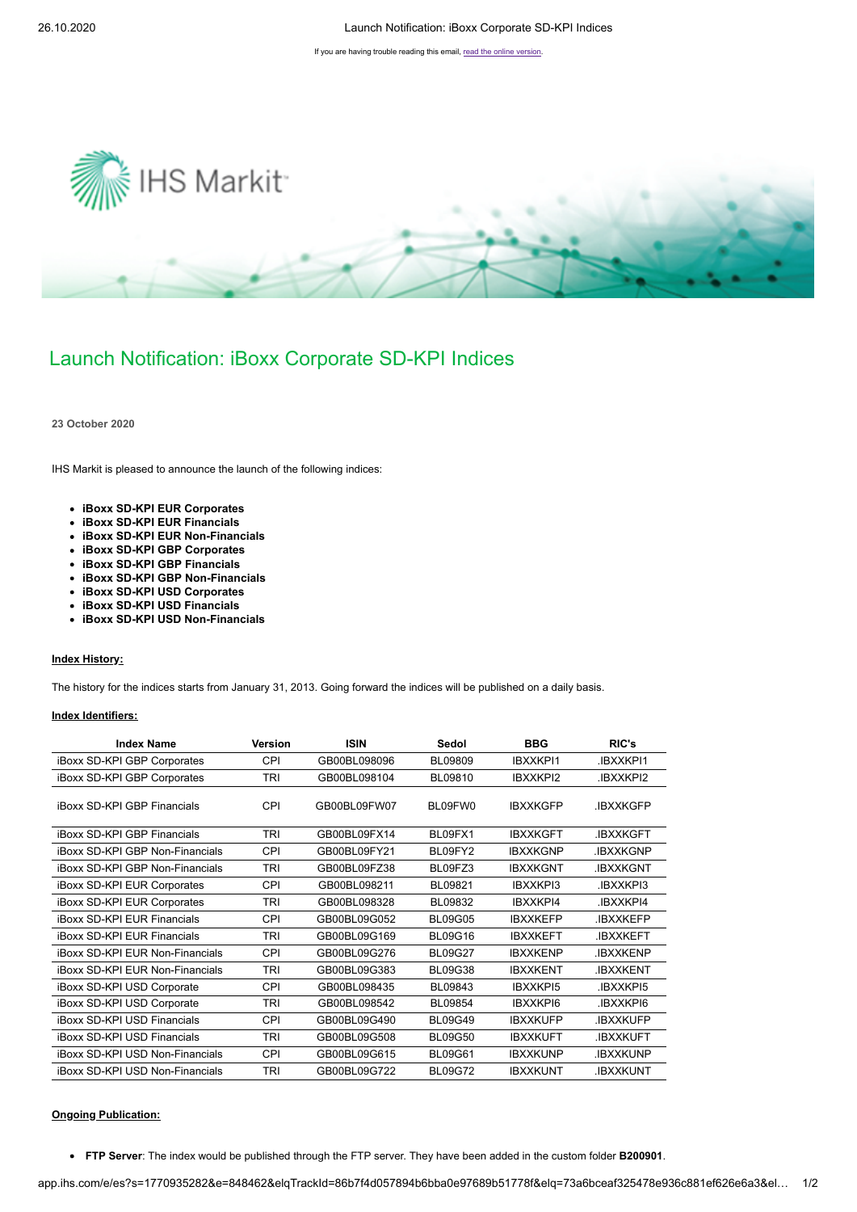If you are having trouble reading this email, read the online version.

# Launch Notification: iBoxx Corporate SD-KPI Indices

**23 October 2020**

IHS Markit is pleased to announce the launch of the following indices:

- **iBoxx SD-KPI EUR Corporates**
- **iBoxx SD-KPI EUR Financials**
- **iBoxx SD-KPI EUR Non-Financials**
- **iBoxx SD-KPI GBP Corporates**
- **iBoxx SD-KPI GBP Financials**
- **iBoxx SD-KPI GBP Non-Financials**
- **iBoxx SD-KPI USD Corporates**
- **iBoxx SD-KPI USD Financials**
- **iBoxx SD-KPI USD Non-Financials**

**Index History:**

The history for the indices starts from January 31, 2013. Going forward the indices will be published on a daily basis.

**Index Identifiers:**

| Index Name | Version | ISIN | Sedol | BBG | RIC's |
|---|---|---|---|---|---|
| iBoxx SD-KPI GBP Corporates | CPI | GB00BL098096 | BL09809 | IBXXKPI1 | .IBXXKPI1 |
| iBoxx SD-KPI GBP Corporates | TRI | GB00BL098104 | BL09810 | IBXXKPI2 | .IBXXKPI2 |
| iBoxx SD-KPI GBP Financials | CPI | GB00BL09FW07 | BL09FW0 | IBXXKGFP | .IBXXKGFP |
| iBoxx SD-KPI GBP Financials | TRI | GB00BL09FX14 | BL09FX1 | IBXXKGFT | .IBXXKGFT |
| iBoxx SD-KPI GBP Non-Financials | CPI | GB00BL09FY21 | BL09FY2 | IBXXKGNP | .IBXXKGNP |
| iBoxx SD-KPI GBP Non-Financials | TRI | GB00BL09FZ38 | BL09FZ3 | IBXXKGNT | .IBXXKGNT |
| iBoxx SD-KPI EUR Corporates | CPI | GB00BL098211 | BL09821 | IBXXKPI3 | .IBXXKPI3 |
| iBoxx SD-KPI EUR Corporates | TRI | GB00BL098328 | BL09832 | IBXXKPI4 | .IBXXKPI4 |
| iBoxx SD-KPI EUR Financials | CPI | GB00BL09G052 | BL09G05 | IBXXKEFP | .IBXXKEFP |
| iBoxx SD-KPI EUR Financials | TRI | GB00BL09G169 | BL09G16 | IBXXKEFT | .IBXXKEFT |
| iBoxx SD-KPI EUR Non-Financials | CPI | GB00BL09G276 | BL09G27 | IBXXKENP | .IBXXKENP |
| iBoxx SD-KPI EUR Non-Financials | TRI | GB00BL09G383 | BL09G38 | IBXXKENT | .IBXXKENT |
| iBoxx SD-KPI USD Corporate | CPI | GB00BL098435 | BL09843 | IBXXKPI5 | .IBXXKPI5 |
| iBoxx SD-KPI USD Corporate | TRI | GB00BL098542 | BL09854 | IBXXKPI6 | .IBXXKPI6 |
| iBoxx SD-KPI USD Financials | CPI | GB00BL09G490 | BL09G49 | IBXXKUFP | .IBXXKUFP |
| iBoxx SD-KPI USD Financials | TRI | GB00BL09G508 | BL09G50 | IBXXKUFT | .IBXXKUFT |
| iBoxx SD-KPI USD Non-Financials | CPI | GB00BL09G615 | BL09G61 | IBXXKUNP | .IBXXKUNP |
| iBoxx SD-KPI USD Non-Financials | TRI | GB00BL09G722 | BL09G72 | IBXXKUNT | .IBXXKUNT |

**Ongoing Publication:**

- **FTP Server**: The index would be published through the FTP server. They have been added in the custom folder **B200901**.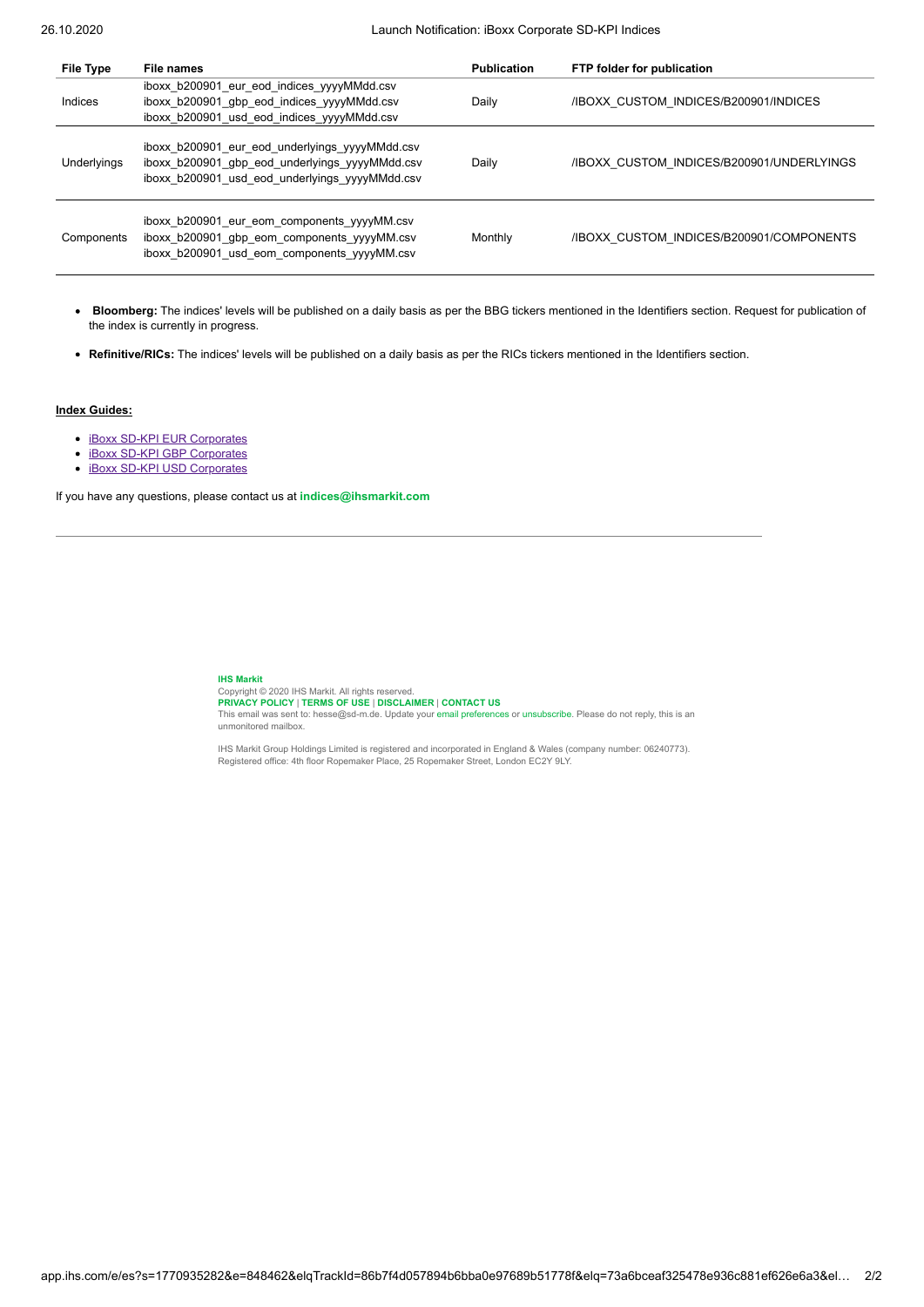| File Type | File names | Publication | FTP folder for publication |
|---|---|---|---|
| Indices | iboxx_b200901_eur_eod_indices_yyyyMMdd.csv<br>iboxx_b200901_gbp_eod_indices_yyyyMMdd.csv<br>iboxx_b200901_usd_eod_indices_yyyyMMdd.csv | Daily | /IBOXX_CUSTOM_INDICES/B200901/INDICES |
| Underlyings | iboxx_b200901_eur_eod_underlyings_yyyyMMdd.csv<br>iboxx_b200901_gbp_eod_underlyings_yyyyMMdd.csv<br>iboxx_b200901_usd_eod_underlyings_yyyyMMdd.csv | Daily | /IBOXX_CUSTOM_INDICES/B200901/UNDERLYINGS |
| Components | iboxx_b200901_eur_eom_components_yyyyMM.csv<br>iboxx_b200901_gbp_eom_components_yyyyMM.csv<br>iboxx_b200901_usd_eom_components_yyyyMM.csv | Monthly | /IBOXX_CUSTOM_INDICES/B200901/COMPONENTS |

- **Bloomberg:** The indices' levels will be published on a daily basis as per the BBG tickers mentioned in the Identifiers section. Request for publication of the index is currently in progress.
- **Refinitive/RICs:** The indices' levels will be published on a daily basis as per the RICs tickers mentioned in the Identifiers section.

**Index Guides:**

- iBoxx SD-KPI EUR Corporates
- iBoxx SD-KPI GBP Corporates
- iBoxx SD-KPI USD Corporates

If you have any questions, please contact us at **indices@ihsmarkit.com**

---

**IHS Markit**
Copyright © 2020 IHS Markit. All rights reserved.
**PRIVACY POLICY** | **TERMS OF USE** | **DISCLAIMER** | **CONTACT US**
This email was sent to: hesse@sd-m.de. Update your email preferences or unsubscribe. Please do not reply, this is an unmonitored mailbox.

IHS Markit Group Holdings Limited is registered and incorporated in England & Wales (company number: 06240773). Registered office: 4th floor Ropemaker Place, 25 Ropemaker Street, London EC2Y 9LY.